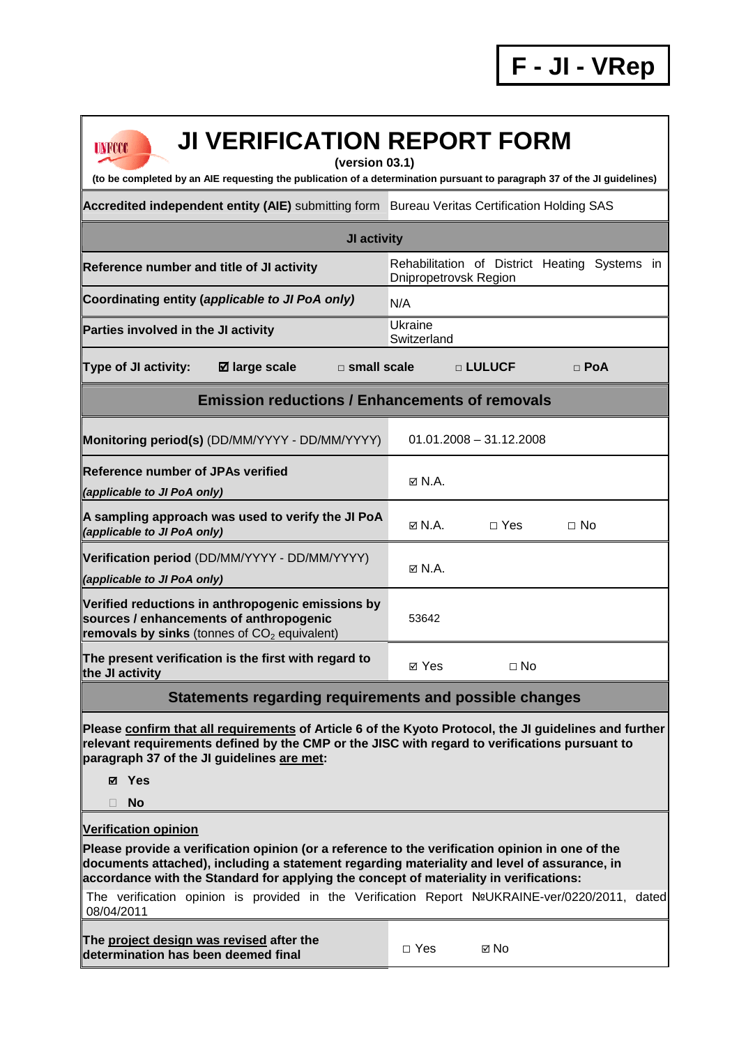**F - JI - VRep**

# JI VERIFICATION REPORT FORM

**(version 03.1)**

**(to be completed by an AIE requesting the publication of a determination pursuant to paragraph 37 of the JI guidelines)**

| **Accredited independent entity (AIE)** submitting form | Bureau Veritas Certification Holding SAS |
|---|---|
| **JI activity** | |
| **Reference number and title of JI activity** | Rehabilitation of District Heating Systems in Dnipropetrovsk Region |
| **Coordinating entity (*applicable to JI PoA only*)** | N/A |
| **Parties involved in the JI activity** | Ukraine<br>Switzerland |
| **Type of JI activity:** ☑ **large scale** □ **small scale** | □ **LULUCF** □ **PoA** |

## Emission reductions / Enhancements of removals

| | |
|---|---|
| **Monitoring period(s)** (DD/MM/YYYY - DD/MM/YYYY) | 01.01.2008 – 31.12.2008 |
| **Reference number of JPAs verified**<br>***(applicable to JI PoA only)*** | ☑ N.A. |
| **A sampling approach was used to verify the JI PoA** ***(applicable to JI PoA only)*** | ☑ N.A. □ Yes □ No |
| **Verification period** (DD/MM/YYYY - DD/MM/YYYY)<br>***(applicable to JI PoA only)*** | ☑ N.A. |
| **Verified reductions in anthropogenic emissions by sources / enhancements of anthropogenic removals by sinks** (tonnes of $CO_2$ equivalent) | 53642 |
| **The present verification is the first with regard to the JI activity** | ☑ Yes □ No |

## Statements regarding requirements and possible changes

**Please confirm that all requirements of Article 6 of the Kyoto Protocol, the JI guidelines and further relevant requirements defined by the CMP or the JISC with regard to verifications pursuant to paragraph 37 of the JI guidelines are met:**

☑ **Yes**

□ **No**

**Verification opinion**

**Please provide a verification opinion (or a reference to the verification opinion in one of the documents attached), including a statement regarding materiality and level of assurance, in accordance with the Standard for applying the concept of materiality in verifications:**

The verification opinion is provided in the Verification Report №UKRAINE-ver/0220/2011, dated 08/04/2011

| | |
|---|---|
| **The project design was revised after the determination has been deemed final** | □ Yes ☑ No |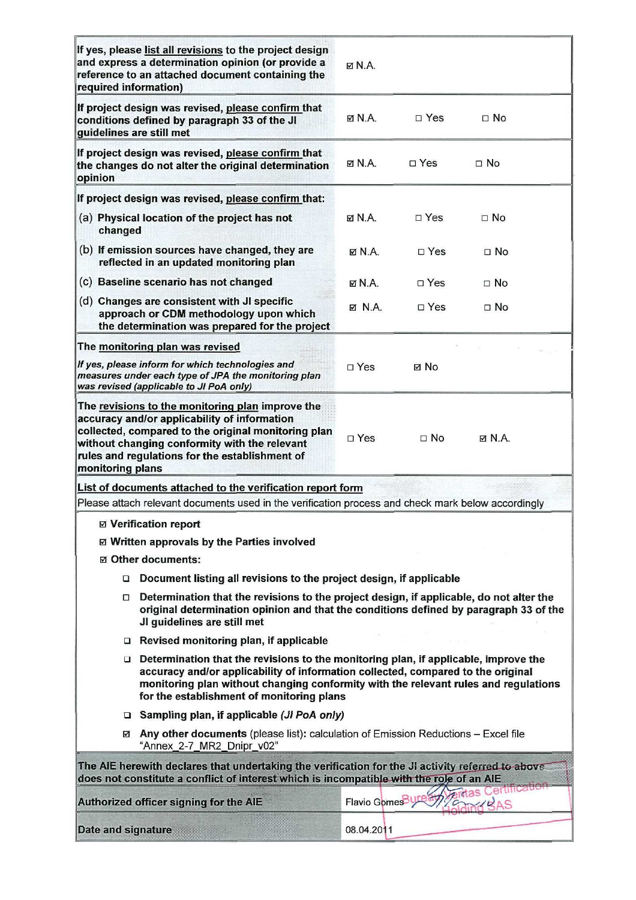| | | | |
|---|---|---|---|
| If yes, please list all revisions to the project design and express a determination opinion (or provide a reference to an attached document containing the required information) | ☑ N.A. | | |
| If project design was revised, please confirm that conditions defined by paragraph 33 of the JI guidelines are still met | ☑ N.A. | □ Yes | □ No |
| If project design was revised, please confirm that the changes do not alter the original determination opinion | ☑ N.A. | □ Yes | □ No |
| If project design was revised, please confirm that: | | | |
| (a) Physical location of the project has not changed | ☑ N.A. | □ Yes | □ No |
| (b) If emission sources have changed, they are reflected in an updated monitoring plan | ☑ N.A. | □ Yes | □ No |
| (c) Baseline scenario has not changed | ☑ N.A. | □ Yes | □ No |
| (d) Changes are consistent with JI specific approach or CDM methodology upon which the determination was prepared for the project | ☑ N.A. | □ Yes | □ No |
| The monitoring plan was revised<br>*If yes, please inform for which technologies and measures under each type of JPA the monitoring plan was revised (applicable to JI PoA only)* | □ Yes | ☑ No | |
| The revisions to the monitoring plan improve the accuracy and/or applicability of information collected, compared to the original monitoring plan without changing conformity with the relevant rules and regulations for the establishment of monitoring plans | □ Yes | □ No | ☑ N.A. |

**List of documents attached to the verification report form**

Please attach relevant documents used in the verification process and check mark below accordingly

- ☑ **Verification report**
- ☑ **Written approvals by the Parties involved**
- ☑ **Other documents:**
  - □ **Document listing all revisions to the project design, if applicable**
  - □ **Determination that the revisions to the project design, if applicable, do not alter the original determination opinion and that the conditions defined by paragraph 33 of the JI guidelines are still met**
  - □ **Revised monitoring plan, if applicable**
  - □ **Determination that the revisions to the monitoring plan, if applicable, improve the accuracy and/or applicability of information collected, compared to the original monitoring plan without changing conformity with the relevant rules and regulations for the establishment of monitoring plans**
  - □ **Sampling plan, if applicable** *(JI PoA only)*
  - ☑ **Any other documents** (please list): calculation of Emission Reductions – Excel file "Annex_2-7_MR2_Dnipr_v02"

**The AIE herewith declares that undertaking the verification for the JI activity referred to above does not constitute a conflict of interest which is incompatible with the role of an AIE**

| | |
|---|---|
| **Authorized officer signing for the AIE** | Flavio Gomes Bureau Veritas Certification Holding SAS |
| **Date and signature** | 08.04.2011 |